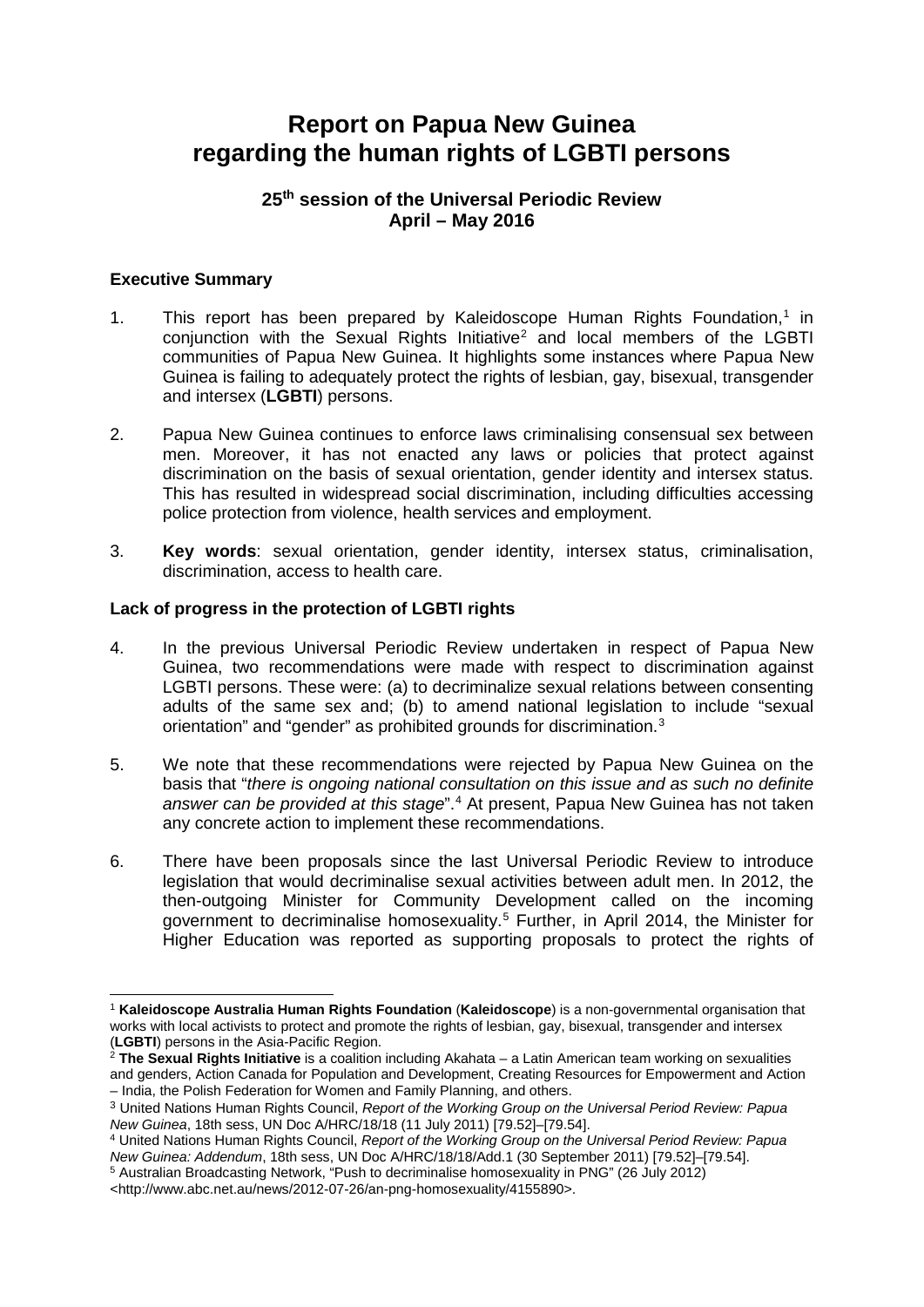# Report on Papua New Guinea regarding the human rights of LGBTI persons

### 25th session of the Universal Periodic Review April – May 2016

**Executive Summary**

1. This report has been prepared by Kaleidoscope Human Rights Foundation,[1] in conjunction with the Sexual Rights Initiative[2] and local members of the LGBTI communities of Papua New Guinea. It highlights some instances where Papua New Guinea is failing to adequately protect the rights of lesbian, gay, bisexual, transgender and intersex (**LGBTI**) persons.

2. Papua New Guinea continues to enforce laws criminalising consensual sex between men. Moreover, it has not enacted any laws or policies that protect against discrimination on the basis of sexual orientation, gender identity and intersex status. This has resulted in widespread social discrimination, including difficulties accessing police protection from violence, health services and employment.

3. **Key words**: sexual orientation, gender identity, intersex status, criminalisation, discrimination, access to health care.

**Lack of progress in the protection of LGBTI rights**

4. In the previous Universal Periodic Review undertaken in respect of Papua New Guinea, two recommendations were made with respect to discrimination against LGBTI persons. These were: (a) to decriminalize sexual relations between consenting adults of the same sex and; (b) to amend national legislation to include "sexual orientation" and "gender" as prohibited grounds for discrimination.[3]

5. We note that these recommendations were rejected by Papua New Guinea on the basis that "*there is ongoing national consultation on this issue and as such no definite answer can be provided at this stage*".[4] At present, Papua New Guinea has not taken any concrete action to implement these recommendations.

6. There have been proposals since the last Universal Periodic Review to introduce legislation that would decriminalise sexual activities between adult men. In 2012, the then-outgoing Minister for Community Development called on the incoming government to decriminalise homosexuality.[5] Further, in April 2014, the Minister for Higher Education was reported as supporting proposals to protect the rights of

---

[1] **Kaleidoscope Australia Human Rights Foundation** (**Kaleidoscope**) is a non-governmental organisation that works with local activists to protect and promote the rights of lesbian, gay, bisexual, transgender and intersex (**LGBTI**) persons in the Asia-Pacific Region.

[2] **The Sexual Rights Initiative** is a coalition including Akahata – a Latin American team working on sexualities and genders, Action Canada for Population and Development, Creating Resources for Empowerment and Action – India, the Polish Federation for Women and Family Planning, and others.

[3] United Nations Human Rights Council, *Report of the Working Group on the Universal Period Review: Papua New Guinea*, 18th sess, UN Doc A/HRC/18/18 (11 July 2011) [79.52]–[79.54].

[4] United Nations Human Rights Council, *Report of the Working Group on the Universal Period Review: Papua New Guinea: Addendum*, 18th sess, UN Doc A/HRC/18/18/Add.1 (30 September 2011) [79.52]–[79.54].

[5] Australian Broadcasting Network, "Push to decriminalise homosexuality in PNG" (26 July 2012) <http://www.abc.net.au/news/2012-07-26/an-png-homosexuality/4155890>.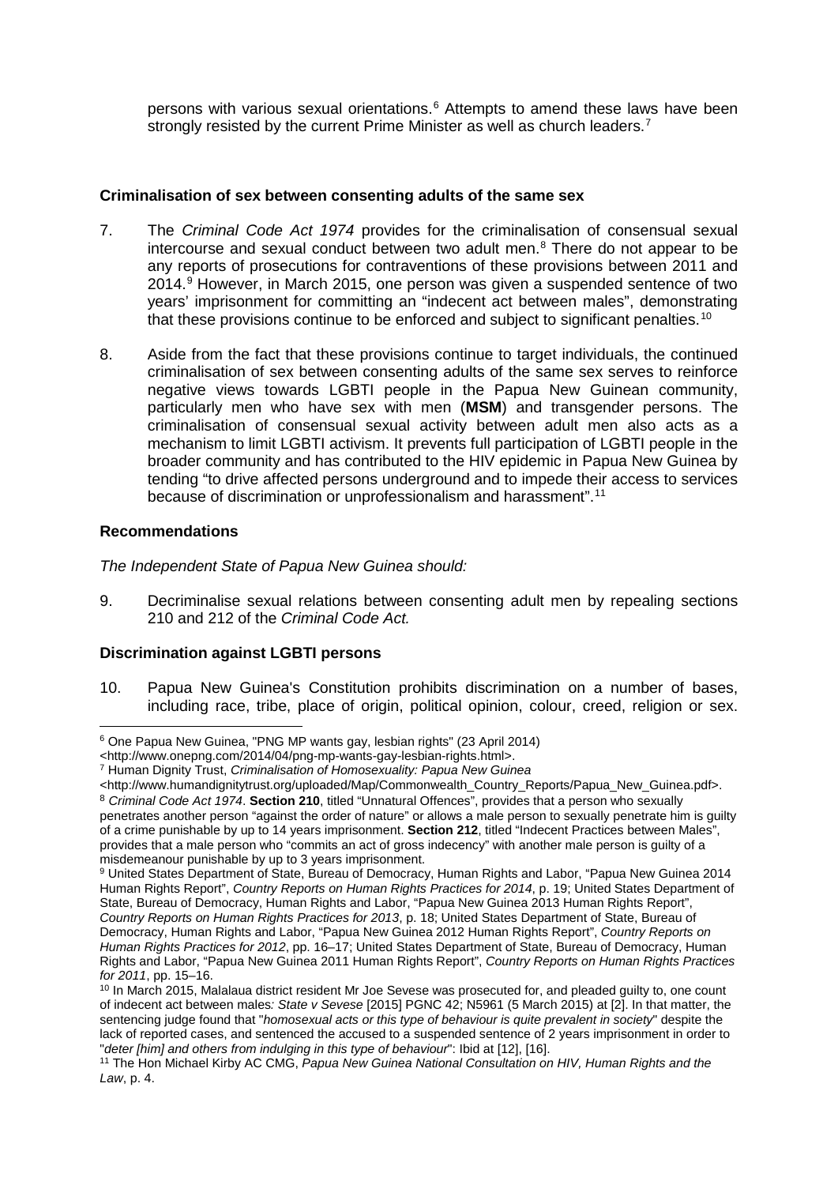persons with various sexual orientations.[6] Attempts to amend these laws have been strongly resisted by the current Prime Minister as well as church leaders.[7]

### Criminalisation of sex between consenting adults of the same sex

7. The *Criminal Code Act 1974* provides for the criminalisation of consensual sexual intercourse and sexual conduct between two adult men.[8] There do not appear to be any reports of prosecutions for contraventions of these provisions between 2011 and 2014.[9] However, in March 2015, one person was given a suspended sentence of two years' imprisonment for committing an "indecent act between males", demonstrating that these provisions continue to be enforced and subject to significant penalties.[10]

8. Aside from the fact that these provisions continue to target individuals, the continued criminalisation of sex between consenting adults of the same sex serves to reinforce negative views towards LGBTI people in the Papua New Guinean community, particularly men who have sex with men (**MSM**) and transgender persons. The criminalisation of consensual sexual activity between adult men also acts as a mechanism to limit LGBTI activism. It prevents full participation of LGBTI people in the broader community and has contributed to the HIV epidemic in Papua New Guinea by tending "to drive affected persons underground and to impede their access to services because of discrimination or unprofessionalism and harassment".[11]

### Recommendations

*The Independent State of Papua New Guinea should:*

9. Decriminalise sexual relations between consenting adult men by repealing sections 210 and 212 of the *Criminal Code Act.*

### Discrimination against LGBTI persons

10. Papua New Guinea's Constitution prohibits discrimination on a number of bases, including race, tribe, place of origin, political opinion, colour, creed, religion or sex.

---

[6] One Papua New Guinea, "PNG MP wants gay, lesbian rights" (23 April 2014) <http://www.onepng.com/2014/04/png-mp-wants-gay-lesbian-rights.html>.

[7] Human Dignity Trust, *Criminalisation of Homosexuality: Papua New Guinea* <http://www.humandignitytrust.org/uploaded/Map/Commonwealth_Country_Reports/Papua_New_Guinea.pdf>.

[8] *Criminal Code Act 1974*. **Section 210**, titled "Unnatural Offences", provides that a person who sexually penetrates another person "against the order of nature" or allows a male person to sexually penetrate him is guilty of a crime punishable by up to 14 years imprisonment. **Section 212**, titled "Indecent Practices between Males", provides that a male person who "commits an act of gross indecency" with another male person is guilty of a misdemeanour punishable by up to 3 years imprisonment.

[9] United States Department of State, Bureau of Democracy, Human Rights and Labor, "Papua New Guinea 2014 Human Rights Report", *Country Reports on Human Rights Practices for 2014*, p. 19; United States Department of State, Bureau of Democracy, Human Rights and Labor, "Papua New Guinea 2013 Human Rights Report", *Country Reports on Human Rights Practices for 2013*, p. 18; United States Department of State, Bureau of Democracy, Human Rights and Labor, "Papua New Guinea 2012 Human Rights Report", *Country Reports on Human Rights Practices for 2012*, pp. 16–17; United States Department of State, Bureau of Democracy, Human Rights and Labor, "Papua New Guinea 2011 Human Rights Report", *Country Reports on Human Rights Practices for 2011*, pp. 15–16.

[10] In March 2015, Malalaua district resident Mr Joe Sevese was prosecuted for, and pleaded guilty to, one count of indecent act between males*: State v Sevese* [2015] PGNC 42; N5961 (5 March 2015) at [2]. In that matter, the sentencing judge found that "*homosexual acts or this type of behaviour is quite prevalent in society*" despite the lack of reported cases, and sentenced the accused to a suspended sentence of 2 years imprisonment in order to "*deter [him] and others from indulging in this type of behaviour*": Ibid at [12], [16].

[11] The Hon Michael Kirby AC CMG, *Papua New Guinea National Consultation on HIV, Human Rights and the Law*, p. 4.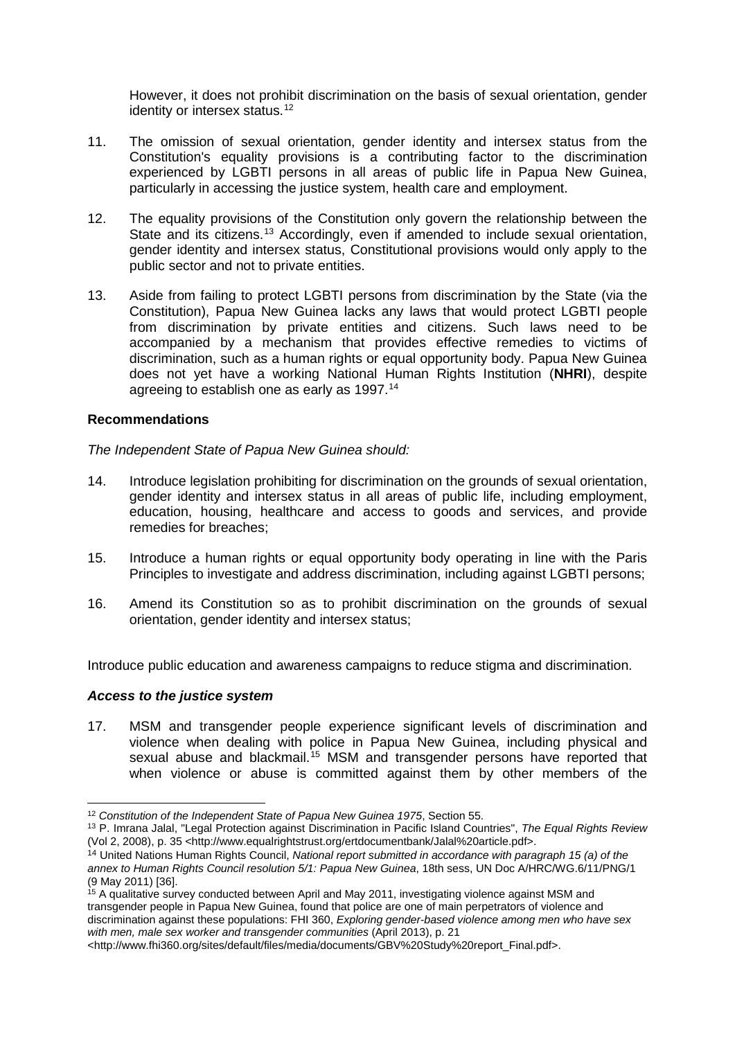However, it does not prohibit discrimination on the basis of sexual orientation, gender identity or intersex status.[12]

11. The omission of sexual orientation, gender identity and intersex status from the Constitution's equality provisions is a contributing factor to the discrimination experienced by LGBTI persons in all areas of public life in Papua New Guinea, particularly in accessing the justice system, health care and employment.

12. The equality provisions of the Constitution only govern the relationship between the State and its citizens.[13] Accordingly, even if amended to include sexual orientation, gender identity and intersex status, Constitutional provisions would only apply to the public sector and not to private entities.

13. Aside from failing to protect LGBTI persons from discrimination by the State (via the Constitution), Papua New Guinea lacks any laws that would protect LGBTI people from discrimination by private entities and citizens. Such laws need to be accompanied by a mechanism that provides effective remedies to victims of discrimination, such as a human rights or equal opportunity body. Papua New Guinea does not yet have a working National Human Rights Institution (**NHRI**), despite agreeing to establish one as early as 1997.[14]

**Recommendations**

*The Independent State of Papua New Guinea should:*

14. Introduce legislation prohibiting for discrimination on the grounds of sexual orientation, gender identity and intersex status in all areas of public life, including employment, education, housing, healthcare and access to goods and services, and provide remedies for breaches;

15. Introduce a human rights or equal opportunity body operating in line with the Paris Principles to investigate and address discrimination, including against LGBTI persons;

16. Amend its Constitution so as to prohibit discrimination on the grounds of sexual orientation, gender identity and intersex status;

Introduce public education and awareness campaigns to reduce stigma and discrimination.

***Access to the justice system***

17. MSM and transgender people experience significant levels of discrimination and violence when dealing with police in Papua New Guinea, including physical and sexual abuse and blackmail.[15] MSM and transgender persons have reported that when violence or abuse is committed against them by other members of the

---

[12] *Constitution of the Independent State of Papua New Guinea 1975*, Section 55.

[13] P. Imrana Jalal, "Legal Protection against Discrimination in Pacific Island Countries", *The Equal Rights Review* (Vol 2, 2008), p. 35 <http://www.equalrightstrust.org/ertdocumentbank/Jalal%20article.pdf>.

[14] United Nations Human Rights Council, *National report submitted in accordance with paragraph 15 (a) of the annex to Human Rights Council resolution 5/1: Papua New Guinea*, 18th sess, UN Doc A/HRC/WG.6/11/PNG/1 (9 May 2011) [36].

[15] A qualitative survey conducted between April and May 2011, investigating violence against MSM and transgender people in Papua New Guinea, found that police are one of main perpetrators of violence and discrimination against these populations: FHI 360, *Exploring gender-based violence among men who have sex with men, male sex worker and transgender communities* (April 2013), p. 21 <http://www.fhi360.org/sites/default/files/media/documents/GBV%20Study%20report_Final.pdf>.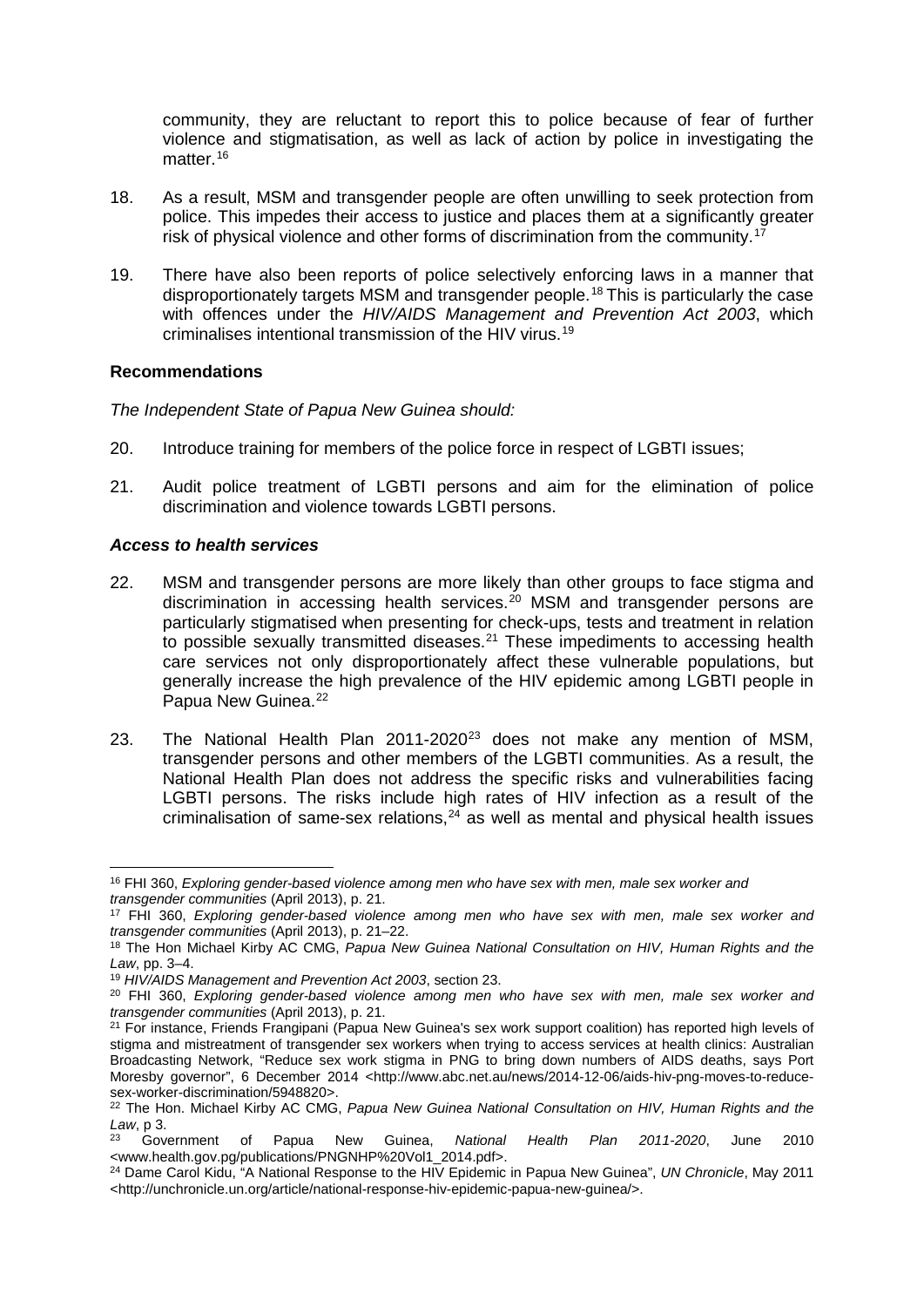community, they are reluctant to report this to police because of fear of further violence and stigmatisation, as well as lack of action by police in investigating the matter.[16]

18. As a result, MSM and transgender people are often unwilling to seek protection from police. This impedes their access to justice and places them at a significantly greater risk of physical violence and other forms of discrimination from the community.[17]

19. There have also been reports of police selectively enforcing laws in a manner that disproportionately targets MSM and transgender people.[18] This is particularly the case with offences under the *HIV/AIDS Management and Prevention Act 2003*, which criminalises intentional transmission of the HIV virus.[19]

**Recommendations**

*The Independent State of Papua New Guinea should:*

20. Introduce training for members of the police force in respect of LGBTI issues;

21. Audit police treatment of LGBTI persons and aim for the elimination of police discrimination and violence towards LGBTI persons.

***Access to health services***

22. MSM and transgender persons are more likely than other groups to face stigma and discrimination in accessing health services.[20] MSM and transgender persons are particularly stigmatised when presenting for check-ups, tests and treatment in relation to possible sexually transmitted diseases.[21] These impediments to accessing health care services not only disproportionately affect these vulnerable populations, but generally increase the high prevalence of the HIV epidemic among LGBTI people in Papua New Guinea.[22]

23. The National Health Plan 2011-2020[23] does not make any mention of MSM, transgender persons and other members of the LGBTI communities. As a result, the National Health Plan does not address the specific risks and vulnerabilities facing LGBTI persons. The risks include high rates of HIV infection as a result of the criminalisation of same-sex relations,[24] as well as mental and physical health issues

---

[16] FHI 360, *Exploring gender-based violence among men who have sex with men, male sex worker and transgender communities* (April 2013), p. 21.

[17] FHI 360, *Exploring gender-based violence among men who have sex with men, male sex worker and transgender communities* (April 2013), p. 21–22.

[18] The Hon Michael Kirby AC CMG, *Papua New Guinea National Consultation on HIV, Human Rights and the Law*, pp. 3–4.

[19] *HIV/AIDS Management and Prevention Act 2003*, section 23.

[20] FHI 360, *Exploring gender-based violence among men who have sex with men, male sex worker and transgender communities* (April 2013), p. 21.

[21] For instance, Friends Frangipani (Papua New Guinea's sex work support coalition) has reported high levels of stigma and mistreatment of transgender sex workers when trying to access services at health clinics: Australian Broadcasting Network, "Reduce sex work stigma in PNG to bring down numbers of AIDS deaths, says Port Moresby governor", 6 December 2014 <http://www.abc.net.au/news/2014-12-06/aids-hiv-png-moves-to-reduce-sex-worker-discrimination/5948820>.

[22] The Hon. Michael Kirby AC CMG, *Papua New Guinea National Consultation on HIV, Human Rights and the Law*, p 3.

[23] Government of Papua New Guinea, *National Health Plan 2011-2020*, June 2010 <www.health.gov.pg/publications/PNGNHP%20Vol1_2014.pdf>.

[24] Dame Carol Kidu, "A National Response to the HIV Epidemic in Papua New Guinea", *UN Chronicle*, May 2011 <http://unchronicle.un.org/article/national-response-hiv-epidemic-papua-new-guinea/>.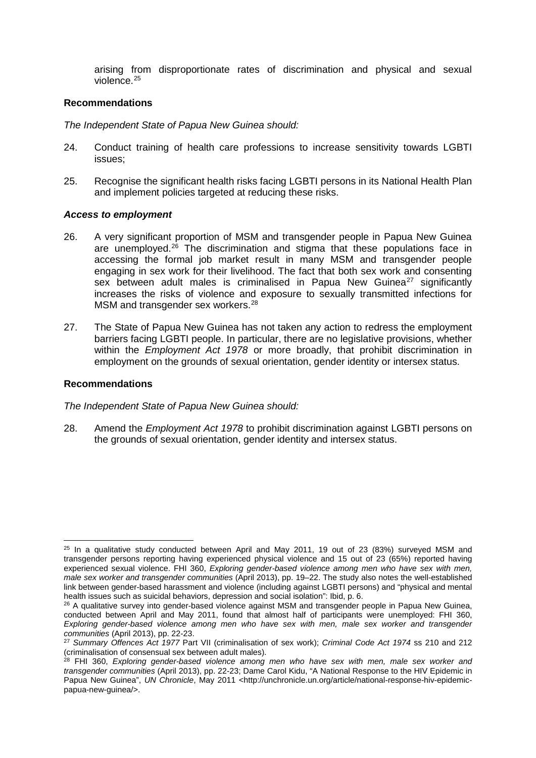arising from disproportionate rates of discrimination and physical and sexual violence.[25]

**Recommendations**

*The Independent State of Papua New Guinea should:*

24. Conduct training of health care professions to increase sensitivity towards LGBTI issues;

25. Recognise the significant health risks facing LGBTI persons in its National Health Plan and implement policies targeted at reducing these risks.

***Access to employment***

26. A very significant proportion of MSM and transgender people in Papua New Guinea are unemployed.[26] The discrimination and stigma that these populations face in accessing the formal job market result in many MSM and transgender people engaging in sex work for their livelihood. The fact that both sex work and consenting sex between adult males is criminalised in Papua New Guinea[27] significantly increases the risks of violence and exposure to sexually transmitted infections for MSM and transgender sex workers.[28]

27. The State of Papua New Guinea has not taken any action to redress the employment barriers facing LGBTI people. In particular, there are no legislative provisions, whether within the *Employment Act 1978* or more broadly, that prohibit discrimination in employment on the grounds of sexual orientation, gender identity or intersex status.

**Recommendations**

*The Independent State of Papua New Guinea should:*

28. Amend the *Employment Act 1978* to prohibit discrimination against LGBTI persons on the grounds of sexual orientation, gender identity and intersex status.

---

[25] In a qualitative study conducted between April and May 2011, 19 out of 23 (83%) surveyed MSM and transgender persons reporting having experienced physical violence and 15 out of 23 (65%) reported having experienced sexual violence. FHI 360, *Exploring gender-based violence among men who have sex with men, male sex worker and transgender communities* (April 2013), pp. 19–22. The study also notes the well-established link between gender-based harassment and violence (including against LGBTI persons) and "physical and mental health issues such as suicidal behaviors, depression and social isolation": Ibid, p. 6.

[26] A qualitative survey into gender-based violence against MSM and transgender people in Papua New Guinea, conducted between April and May 2011, found that almost half of participants were unemployed: FHI 360, *Exploring gender-based violence among men who have sex with men, male sex worker and transgender communities* (April 2013), pp. 22-23.

[27] *Summary Offences Act 1977* Part VII (criminalisation of sex work); *Criminal Code Act 1974* ss 210 and 212 (criminalisation of consensual sex between adult males).

[28] FHI 360, *Exploring gender-based violence among men who have sex with men, male sex worker and transgender communities* (April 2013), pp. 22-23; Dame Carol Kidu, "A National Response to the HIV Epidemic in Papua New Guinea", *UN Chronicle*, May 2011 <http://unchronicle.un.org/article/national-response-hiv-epidemic-papua-new-guinea/>.